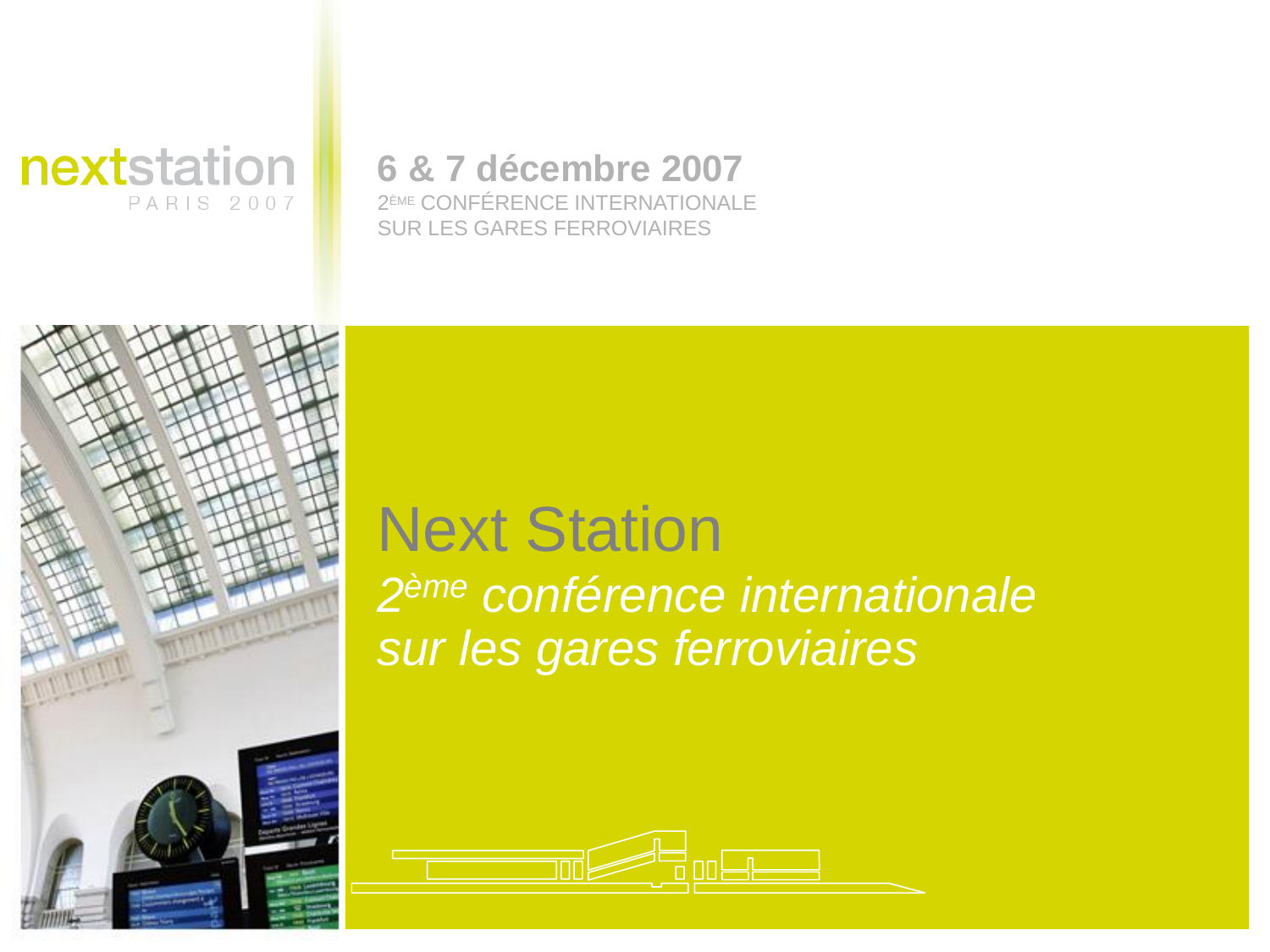nextstation
PARIS 2007

**6 & 7 décembre 2007**

2ÈME CONFÉRENCE INTERNATIONALE
SUR LES GARES FERROVIAIRES

# Next Station

*2ème conférence internationale sur les gares ferroviaires*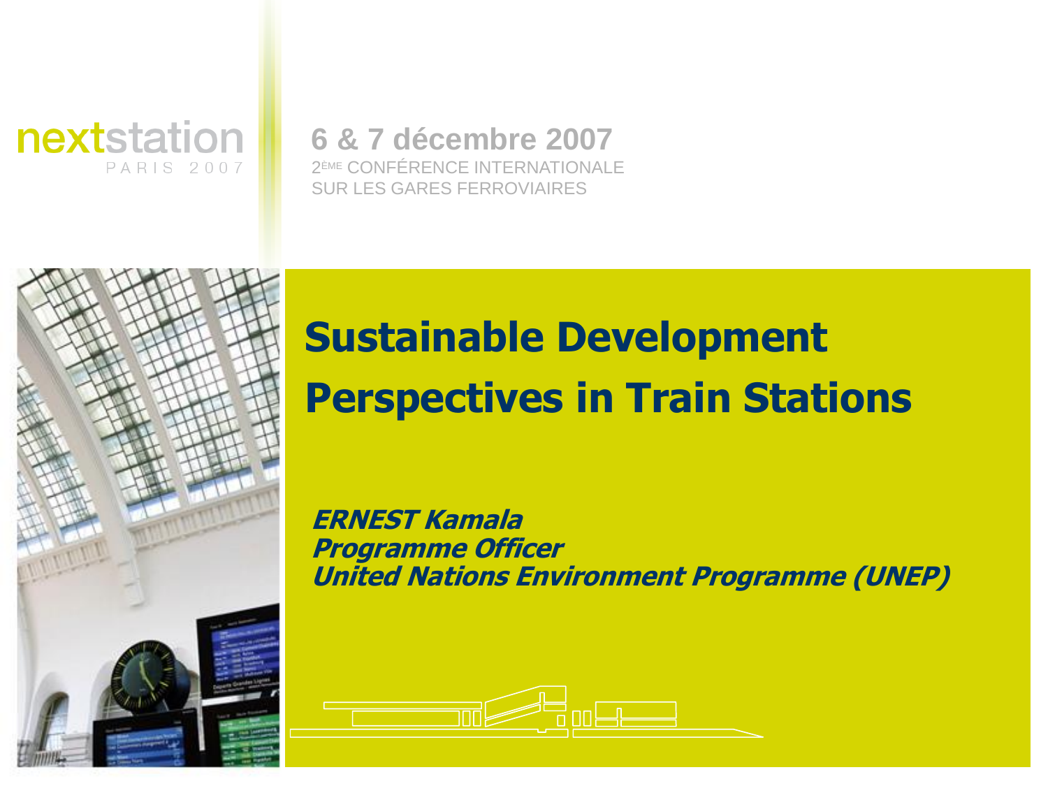nextstation

PARIS 2007

**6 & 7 décembre 2007**

2[ÈME] CONFÉRENCE INTERNATIONALE SUR LES GARES FERROVIAIRES

# Sustainable Development Perspectives in Train Stations

***ERNEST Kamala***
***Programme Officer***
***United Nations Environment Programme (UNEP)***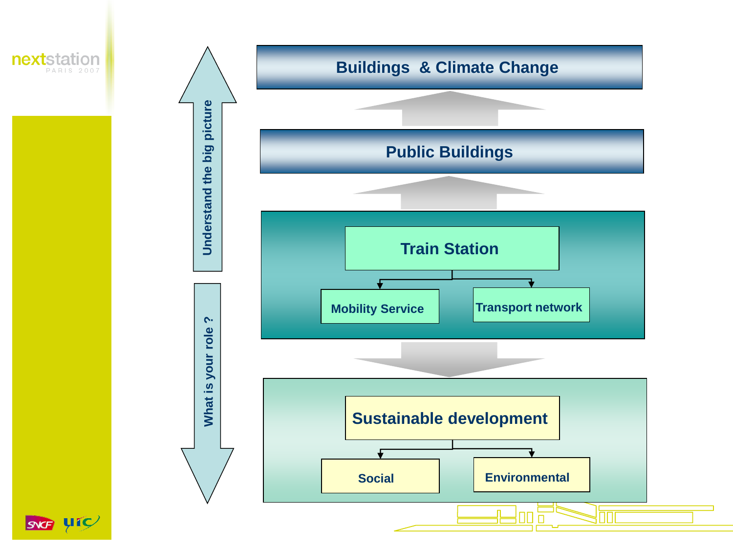Understand the big picture

What is your role ?

# Buildings & Climate Change

## Public Buildings

## Train Station

- Mobility Service
- Transport network

## Sustainable development

- Social
- Environmental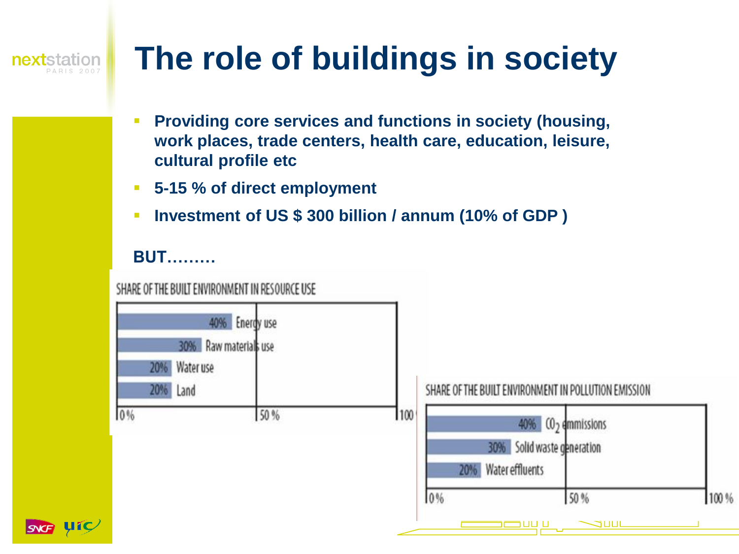# The role of buildings in society

- **Providing core services and functions in society (housing, work places, trade centers, health care, education, leisure, cultural profile etc**
- **5-15 % of direct employment**
- **Investment of US $ 300 billion / annum (10% of GDP )**

**BUT………**

SHARE OF THE BUILT ENVIRONMENT IN RESOURCE USE

| Resource | Share |
| --- | --- |
| Energy use | 40% |
| Raw materials use | 30% |
| Water use | 20% |
| Land | 20% |

SHARE OF THE BUILT ENVIRONMENT IN POLLUTION EMISSION

| Emission | Share |
| --- | --- |
| $CO_2$ emmissions | 40% |
| Solid waste generation | 30% |
| Water effluents | 20% |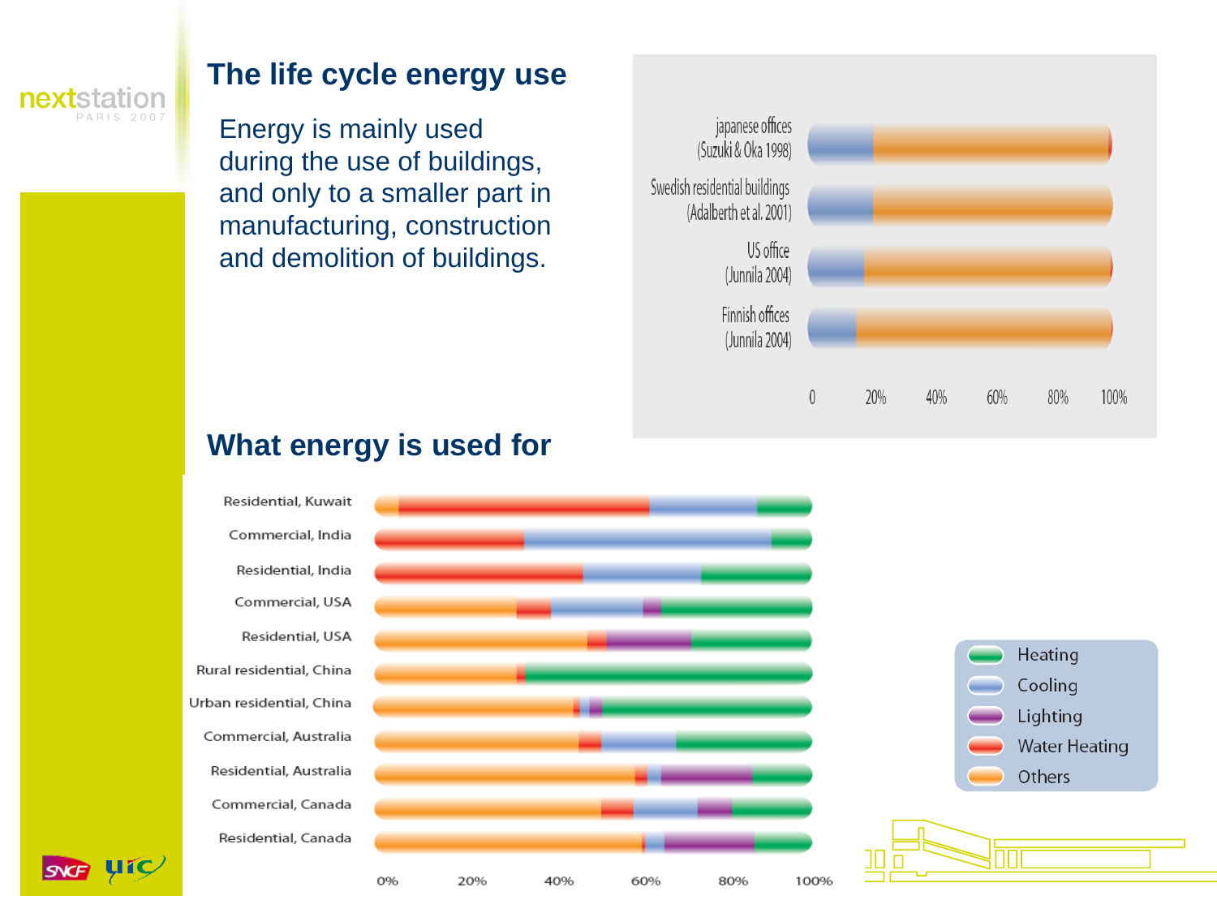## The life cycle energy use

Energy is mainly used during the use of buildings, and only to a smaller part in manufacturing, construction and demolition of buildings.

japanese offices (Suzuki & Oka 1998)

Swedish residential buildings (Adalberth et al. 2001)

US office (Junnila 2004)

Finnish offices (Junnila 2004)

0 20% 40% 60% 80% 100%

## What energy is used for

Residential, Kuwait

Commercial, India

Residential, India

Commercial, USA

Residential, USA

Rural residential, China

Urban residential, China

Commercial, Australia

Residential, Australia

Commercial, Canada

Residential, Canada

0% 20% 40% 60% 80% 100%

- Heating
- Cooling
- Lighting
- Water Heating
- Others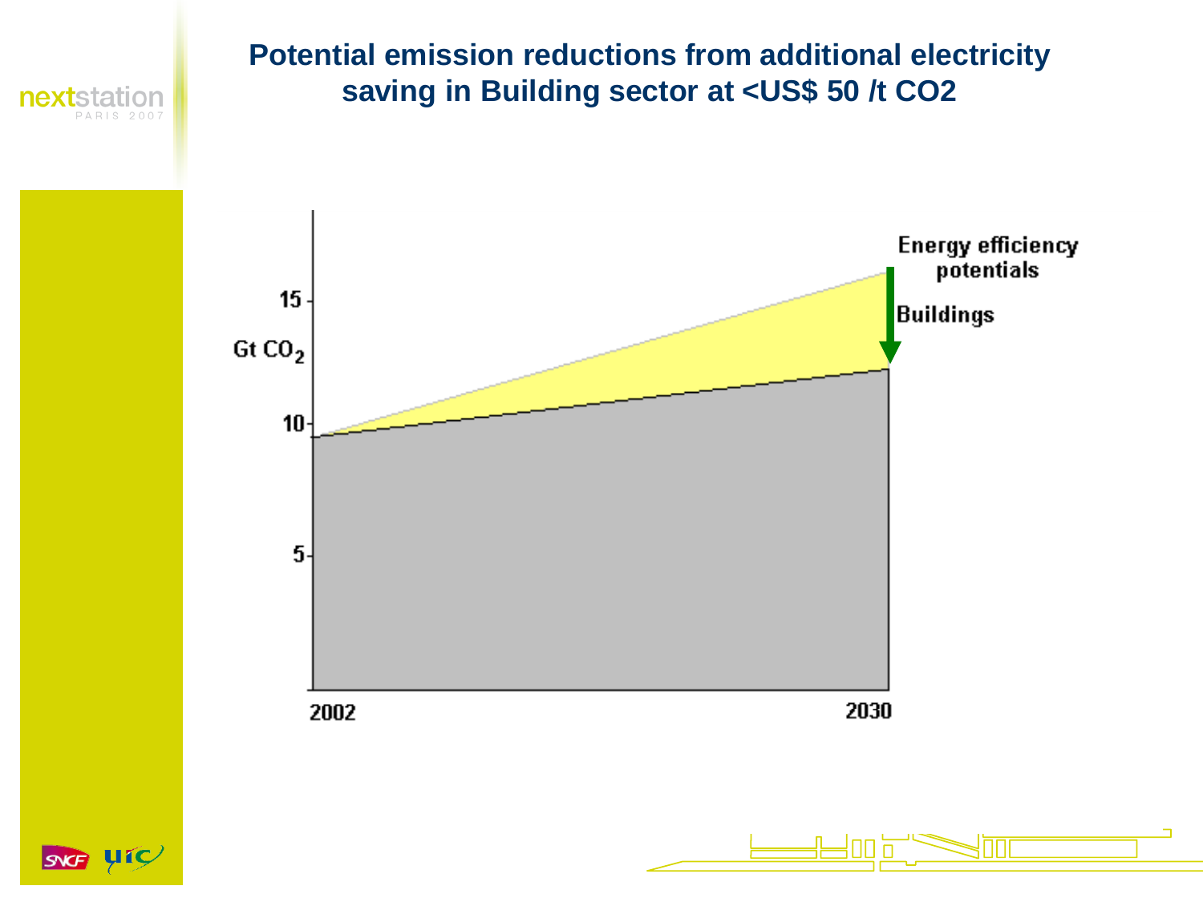# Potential emission reductions from additional electricity saving in Building sector at <US$ 50 /t CO2

Gt $CO_2$

15

10

5

2002

2030

Energy efficiency potentials

Buildings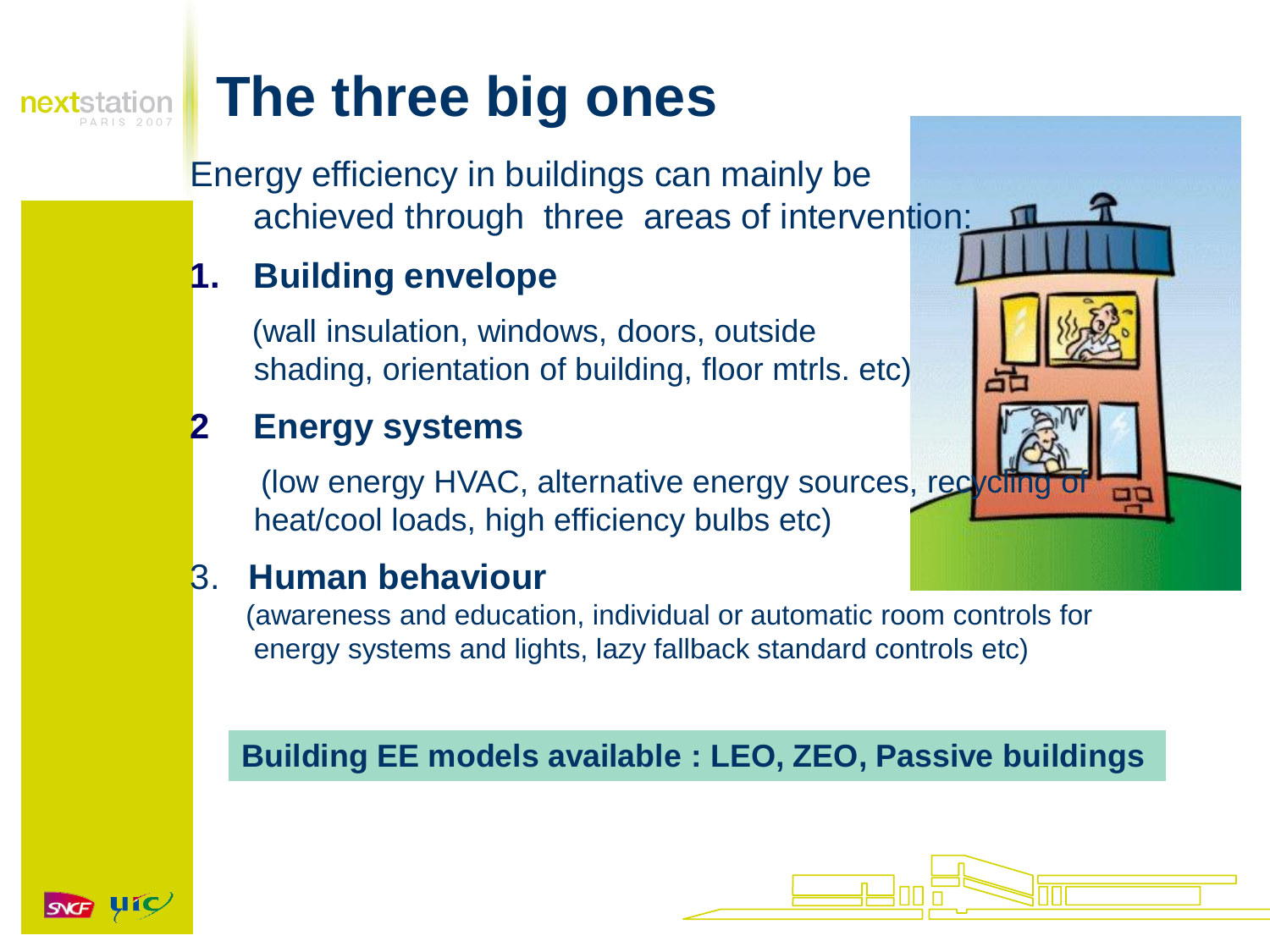# The three big ones

Energy efficiency in buildings can mainly be achieved through three areas of intervention:

1. **Building envelope**

   (wall insulation, windows, doors, outside shading, orientation of building, floor mtrls. etc)

2. **Energy systems**

   (low energy HVAC, alternative energy sources, recycling of heat/cool loads, high efficiency bulbs etc)

3. **Human behaviour**

   (awareness and education, individual or automatic room controls for energy systems and lights, lazy fallback standard controls etc)

**Building EE models available : LEO, ZEO, Passive buildings**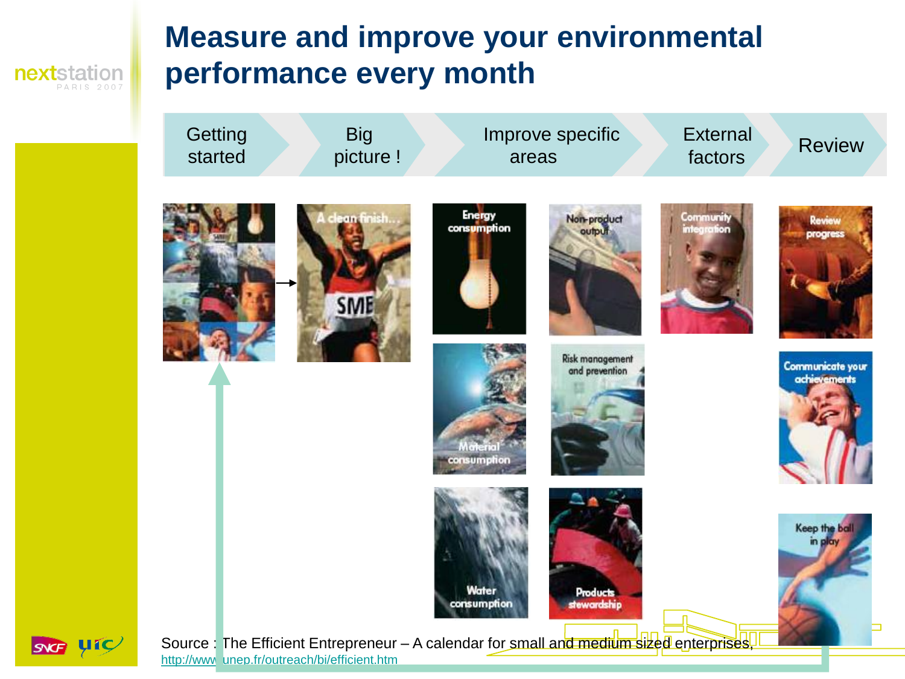# Measure and improve your environmental performance every month

Getting started → Big picture ! → Improve specific areas → External factors → Review

| Getting started | Big picture ! | Improve specific areas | | External factors | Review |
|---|---|---|---|---|---|
| | A clean finish... | Energy consumption | Non-product output | Community integration | Review progress |
| | | Material consumption | Risk management and prevention | | Communicate your achievements |
| | | Water consumption | Products stewardship | | Keep the ball in play |

Source : The Efficient Entrepreneur – A calendar for small and medium sized enterprises, http://www.unep.fr/outreach/bi/efficient.htm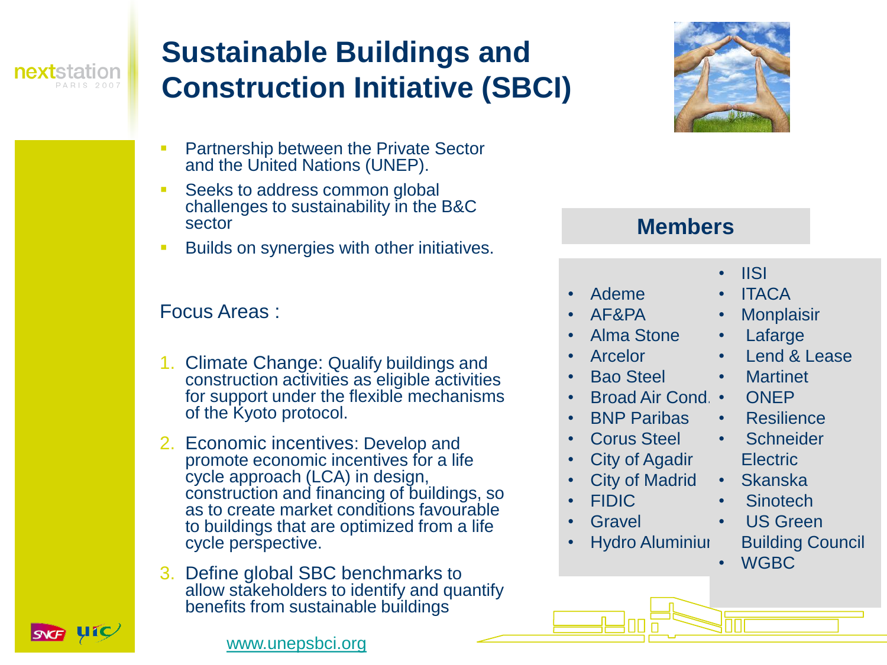# Sustainable Buildings and Construction Initiative (SBCI)

- Partnership between the Private Sector and the United Nations (UNEP).
- Seeks to address common global challenges to sustainability in the B&C sector
- Builds on synergies with other initiatives.

Focus Areas :

1. Climate Change: Qualify buildings and construction activities as eligible activities for support under the flexible mechanisms of the Kyoto protocol.
2. Economic incentives: Develop and promote economic incentives for a life cycle approach (LCA) in design, construction and financing of buildings, so as to create market conditions favourable to buildings that are optimized from a life cycle perspective.
3. Define global SBC benchmarks to allow stakeholders to identify and quantify benefits from sustainable buildings

## Members

- Ademe
- AF&PA
- Alma Stone
- Arcelor
- Bao Steel
- Broad Air Cond.
- BNP Paribas
- Corus Steel
- City of Agadir
- City of Madrid
- FIDIC
- Gravel
- Hydro Aluminium
- IISI
- ITACA
- Monplaisir
- Lafarge
- Lend & Lease
- Martinet
- ONEP
- Resilience
- Schneider Electric
- Skanska
- Sinotech
- US Green Building Council
- WGBC

www.unepsbci.org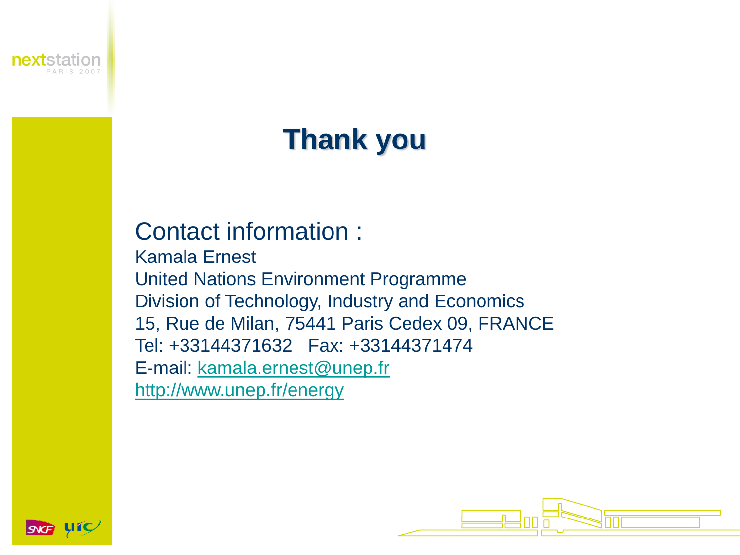# Thank you

## Contact information :

Kamala Ernest
United Nations Environment Programme
Division of Technology, Industry and Economics
15, Rue de Milan, 75441 Paris Cedex 09, FRANCE
Tel: +33144371632   Fax: +33144371474
E-mail: kamala.ernest@unep.fr
http://www.unep.fr/energy